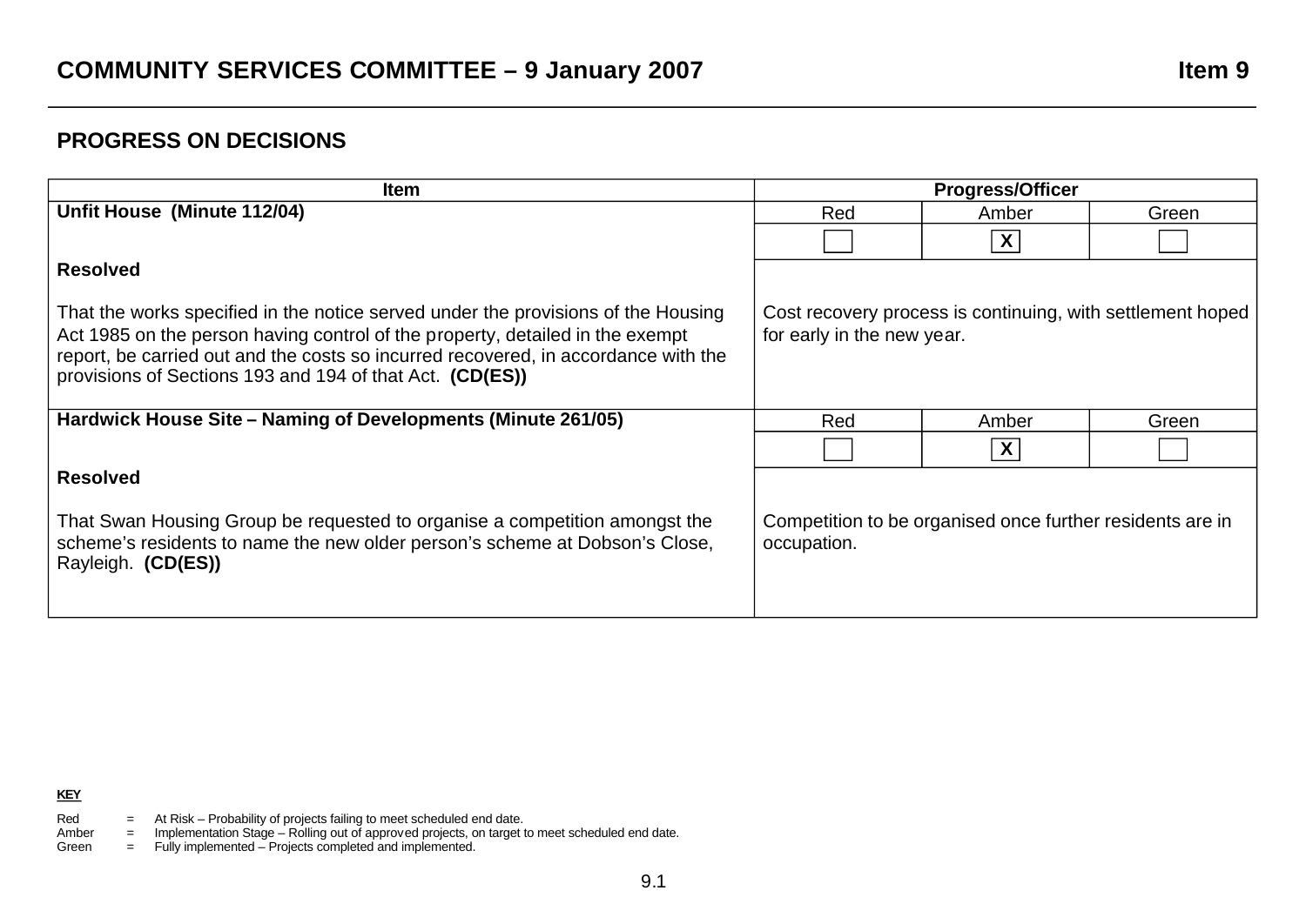# COMMUNITY SERVICES COMMITTEE – 9 January 2007

**Item 9**

## PROGRESS ON DECISIONS

| Item | Progress/Officer | | |
|---|---|---|---|
| **Unfit House (Minute 112/04)** | Red | Amber | Green |
| | [ ] | [X] | [ ] |
| **Resolved**<br><br>That the works specified in the notice served under the provisions of the Housing Act 1985 on the person having control of the property, detailed in the exempt report, be carried out and the costs so incurred recovered, in accordance with the provisions of Sections 193 and 194 of that Act. **(CD(ES))** | Cost recovery process is continuing, with settlement hoped for early in the new year. | | |
| **Hardwick House Site – Naming of Developments (Minute 261/05)** | Red | Amber | Green |
| | [ ] | [X] | [ ] |
| **Resolved**<br><br>That Swan Housing Group be requested to organise a competition amongst the scheme's residents to name the new older person's scheme at Dobson's Close, Rayleigh. **(CD(ES))** | Competition to be organised once further residents are in occupation. | | |

**KEY**

Red = At Risk – Probability of projects failing to meet scheduled end date.
Amber = Implementation Stage – Rolling out of approved projects, on target to meet scheduled end date.
Green = Fully implemented – Projects completed and implemented.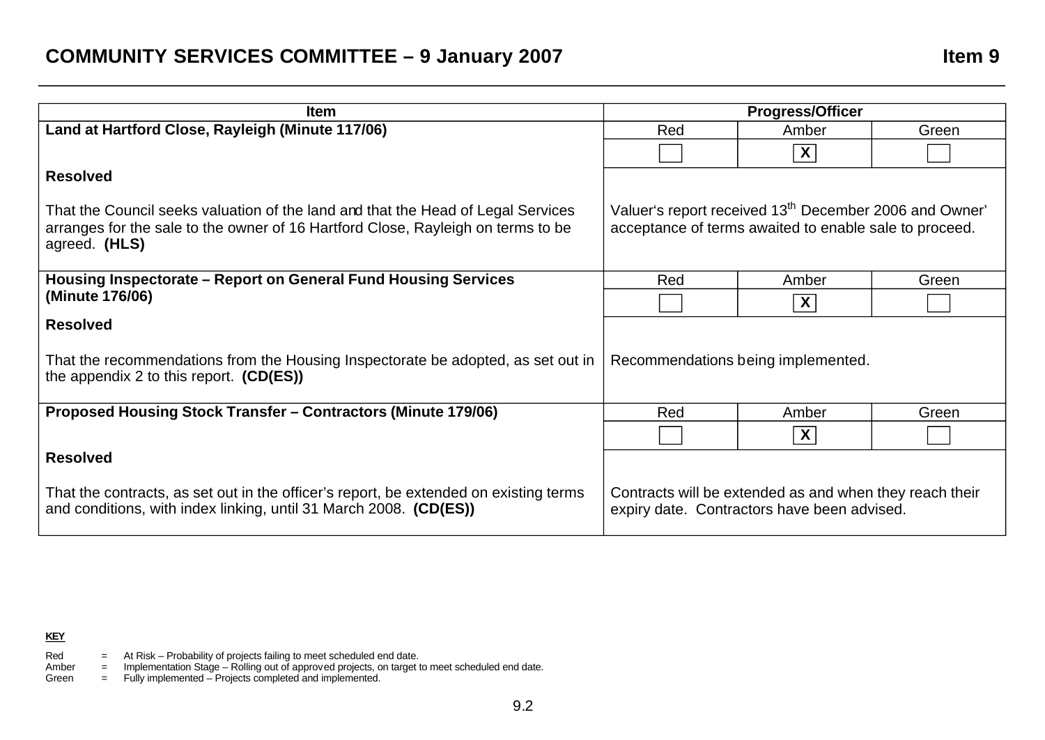## COMMUNITY SERVICES COMMITTEE – 9 January 2007

**Item 9**

| Item | Progress/Officer | | |
|---|---|---|---|
| **Land at Hartford Close, Rayleigh (Minute 117/06)** | Red | Amber | Green |
| | | X | |
| **Resolved**<br><br>That the Council seeks valuation of the land and that the Head of Legal Services arranges for the sale to the owner of 16 Hartford Close, Rayleigh on terms to be agreed. **(HLS)** | Valuer's report received 13th December 2006 and Owner' acceptance of terms awaited to enable sale to proceed. | | |
| **Housing Inspectorate – Report on General Fund Housing Services (Minute 176/06)** | Red | Amber | Green |
| | | X | |
| **Resolved**<br><br>That the recommendations from the Housing Inspectorate be adopted, as set out in the appendix 2 to this report. **(CD(ES))** | Recommendations being implemented. | | |
| **Proposed Housing Stock Transfer – Contractors (Minute 179/06)** | Red | Amber | Green |
| | | X | |
| **Resolved**<br><br>That the contracts, as set out in the officer's report, be extended on existing terms and conditions, with index linking, until 31 March 2008. **(CD(ES))** | Contracts will be extended as and when they reach their expiry date. Contractors have been advised. | | |

**KEY**

Red = At Risk – Probability of projects failing to meet scheduled end date.
Amber = Implementation Stage – Rolling out of approved projects, on target to meet scheduled end date.
Green = Fully implemented – Projects completed and implemented.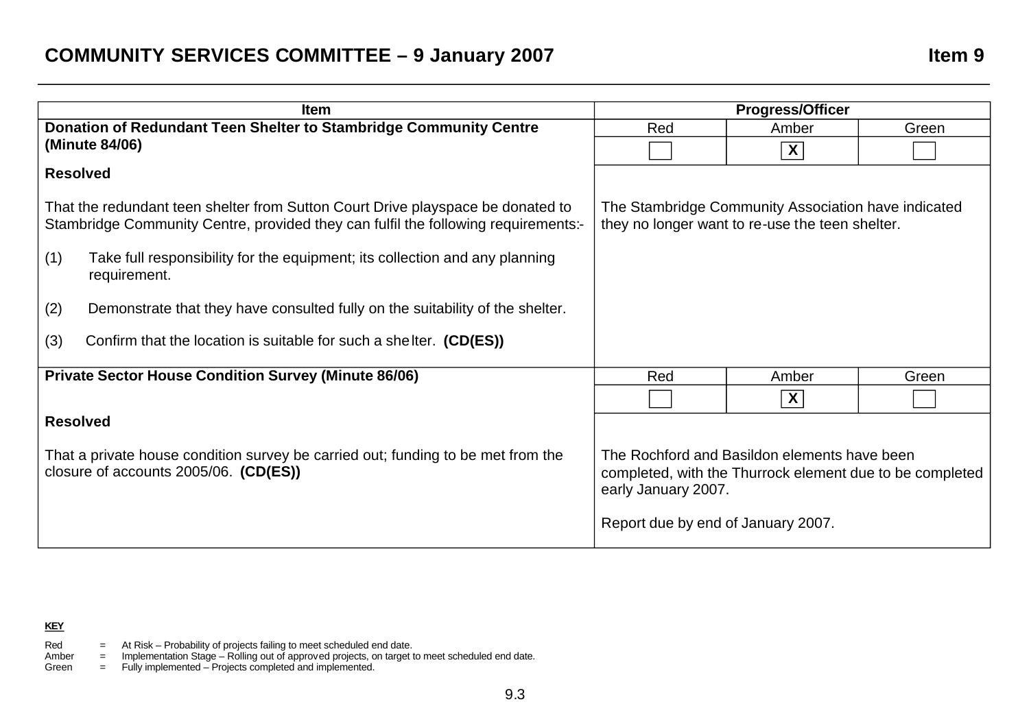## COMMUNITY SERVICES COMMITTEE – 9 January 2007

**Item 9**

| Item | Progress/Officer | | |
|---|---|---|---|
| **Donation of Redundant Teen Shelter to Stambridge Community Centre (Minute 84/06)** | Red | Amber | Green |
| | | X | |
| **Resolved**<br><br>That the redundant teen shelter from Sutton Court Drive playspace be donated to Stambridge Community Centre, provided they can fulfil the following requirements:-<br><br>(1) Take full responsibility for the equipment; its collection and any planning requirement.<br><br>(2) Demonstrate that they have consulted fully on the suitability of the shelter.<br><br>(3) Confirm that the location is suitable for such a shelter. **(CD(ES))** | The Stambridge Community Association have indicated they no longer want to re-use the teen shelter. | | |
| **Private Sector House Condition Survey (Minute 86/06)** | Red | Amber | Green |
| | | X | |
| **Resolved**<br><br>That a private house condition survey be carried out; funding to be met from the closure of accounts 2005/06. **(CD(ES))** | The Rochford and Basildon elements have been completed, with the Thurrock element due to be completed early January 2007.<br><br>Report due by end of January 2007. | | |

**KEY**

Red = At Risk – Probability of projects failing to meet scheduled end date.
Amber = Implementation Stage – Rolling out of approved projects, on target to meet scheduled end date.
Green = Fully implemented – Projects completed and implemented.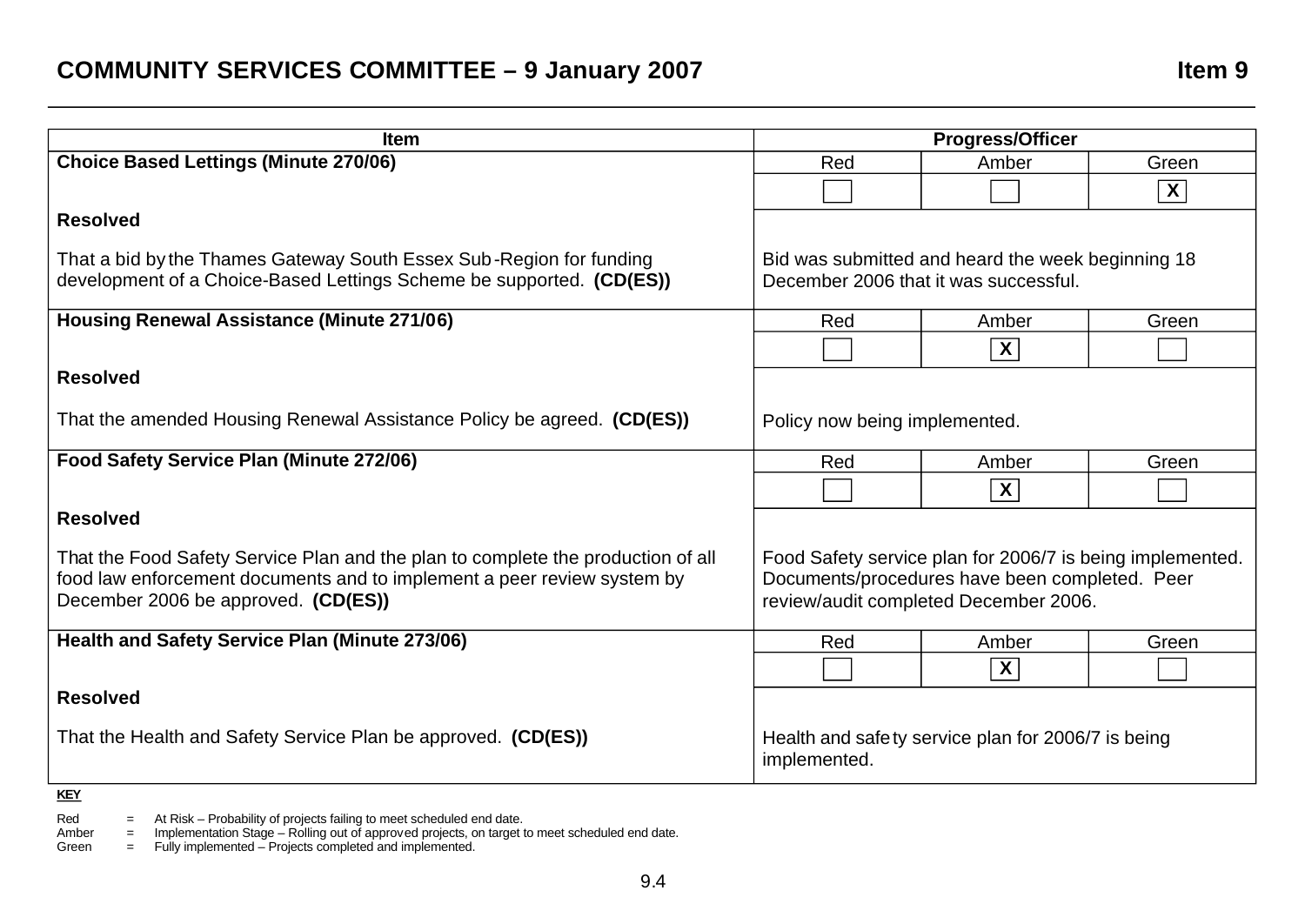## COMMUNITY SERVICES COMMITTEE – 9 January 2007

**Item 9**

| Item | Progress/Officer | | |
|---|---|---|---|
| **Choice Based Lettings (Minute 270/06)** | Red | Amber | Green |
| | | | X |
| **Resolved**<br><br>That a bid by the Thames Gateway South Essex Sub-Region for funding development of a Choice-Based Lettings Scheme be supported. **(CD(ES))** | Bid was submitted and heard the week beginning 18 December 2006 that it was successful. | | |
| **Housing Renewal Assistance (Minute 271/06)** | Red | Amber | Green |
| | | X | |
| **Resolved**<br><br>That the amended Housing Renewal Assistance Policy be agreed. **(CD(ES))** | Policy now being implemented. | | |
| **Food Safety Service Plan (Minute 272/06)** | Red | Amber | Green |
| | | X | |
| **Resolved**<br><br>That the Food Safety Service Plan and the plan to complete the production of all food law enforcement documents and to implement a peer review system by December 2006 be approved. **(CD(ES))** | Food Safety service plan for 2006/7 is being implemented. Documents/procedures have been completed. Peer review/audit completed December 2006. | | |
| **Health and Safety Service Plan (Minute 273/06)** | Red | Amber | Green |
| | | X | |
| **Resolved**<br><br>That the Health and Safety Service Plan be approved. **(CD(ES))** | Health and safety service plan for 2006/7 is being implemented. | | |

**KEY**

Red = At Risk – Probability of projects failing to meet scheduled end date.
Amber = Implementation Stage – Rolling out of approved projects, on target to meet scheduled end date.
Green = Fully implemented – Projects completed and implemented.